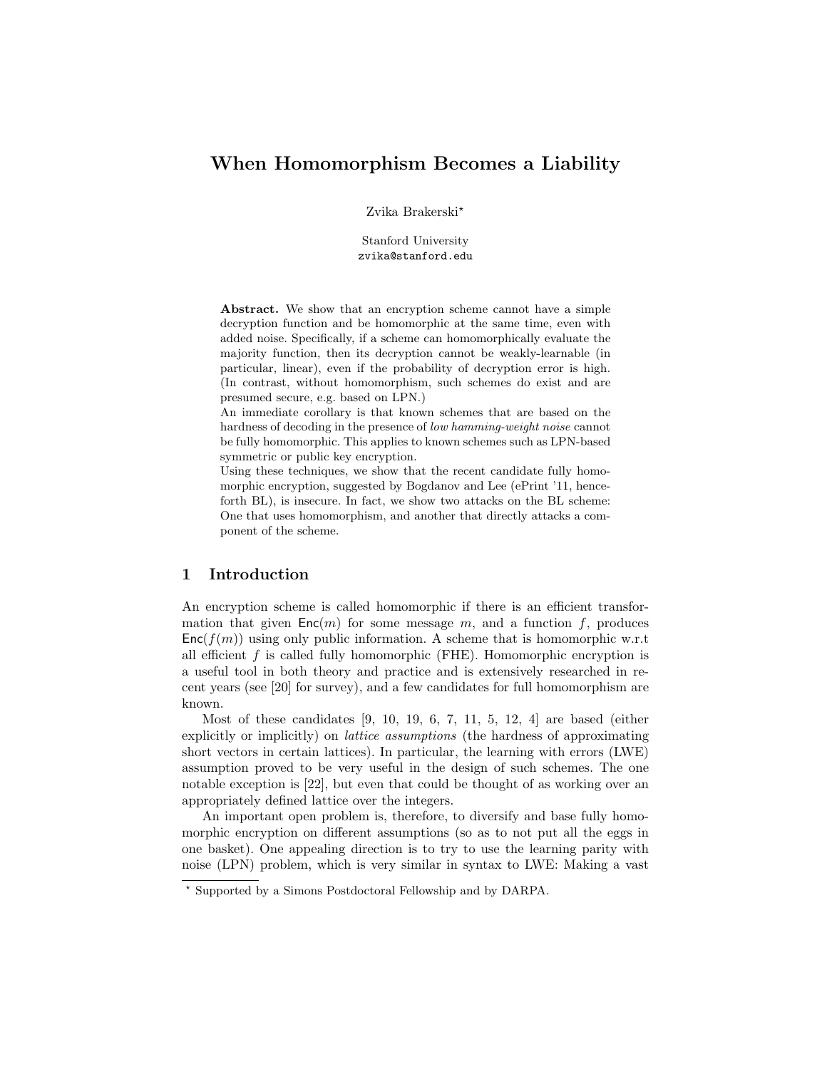# When Homomorphism Becomes a Liability

Zvika Brakerski*

Stanford University
zvika@stanford.edu

**Abstract.** We show that an encryption scheme cannot have a simple decryption function and be homomorphic at the same time, even with added noise. Specifically, if a scheme can homomorphically evaluate the majority function, then its decryption cannot be weakly-learnable (in particular, linear), even if the probability of decryption error is high. (In contrast, without homomorphism, such schemes do exist and are presumed secure, e.g. based on LPN.)

An immediate corollary is that known schemes that are based on the hardness of decoding in the presence of *low hamming-weight noise* cannot be fully homomorphic. This applies to known schemes such as LPN-based symmetric or public key encryption.

Using these techniques, we show that the recent candidate fully homomorphic encryption, suggested by Bogdanov and Lee (ePrint '11, henceforth BL), is insecure. In fact, we show two attacks on the BL scheme: One that uses homomorphism, and another that directly attacks a component of the scheme.

## 1 Introduction

An encryption scheme is called homomorphic if there is an efficient transformation that given $\mathsf{Enc}(m)$ for some message $m$, and a function $f$, produces $\mathsf{Enc}(f(m))$ using only public information. A scheme that is homomorphic w.r.t all efficient $f$ is called fully homomorphic (FHE). Homomorphic encryption is a useful tool in both theory and practice and is extensively researched in recent years (see [20] for survey), and a few candidates for full homomorphism are known.

Most of these candidates [9, 10, 19, 6, 7, 11, 5, 12, 4] are based (either explicitly or implicitly) on *lattice assumptions* (the hardness of approximating short vectors in certain lattices). In particular, the learning with errors (LWE) assumption proved to be very useful in the design of such schemes. The one notable exception is [22], but even that could be thought of as working over an appropriately defined lattice over the integers.

An important open problem is, therefore, to diversify and base fully homomorphic encryption on different assumptions (so as to not put all the eggs in one basket). One appealing direction is to try to use the learning parity with noise (LPN) problem, which is very similar in syntax to LWE: Making a vast

* Supported by a Simons Postdoctoral Fellowship and by DARPA.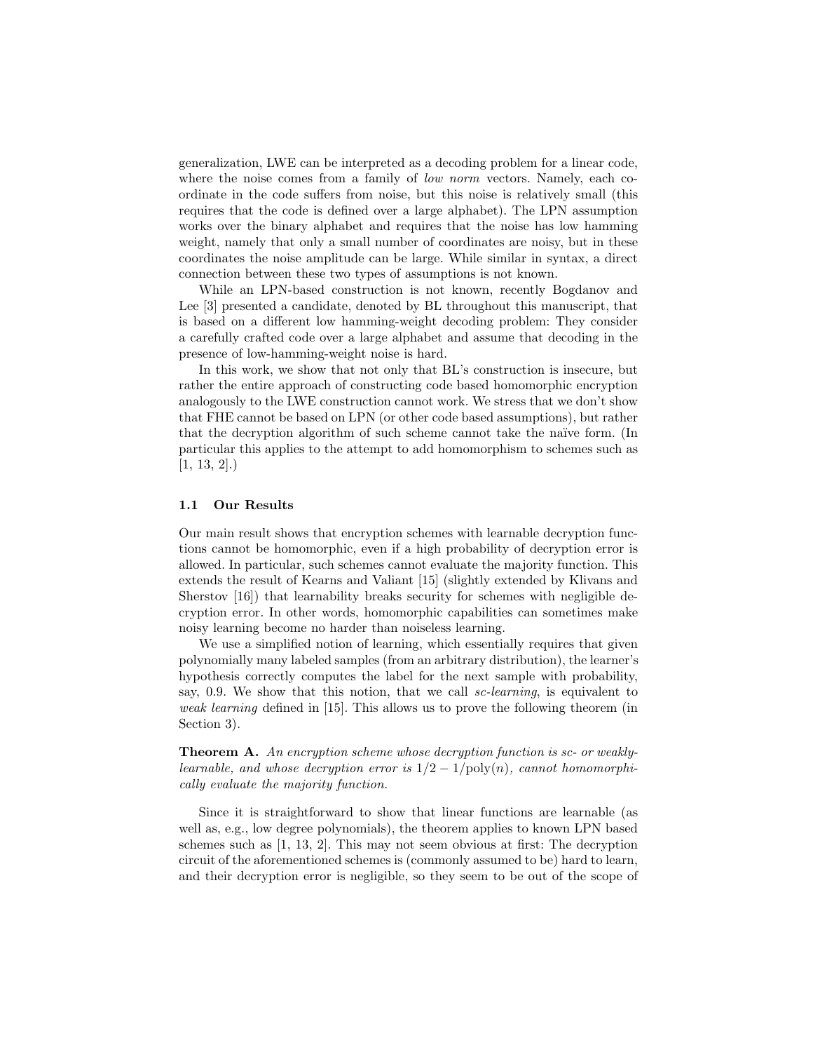generalization, LWE can be interpreted as a decoding problem for a linear code, where the noise comes from a family of *low norm* vectors. Namely, each coordinate in the code suffers from noise, but this noise is relatively small (this requires that the code is defined over a large alphabet). The LPN assumption works over the binary alphabet and requires that the noise has low hamming weight, namely that only a small number of coordinates are noisy, but in these coordinates the noise amplitude can be large. While similar in syntax, a direct connection between these two types of assumptions is not known.

While an LPN-based construction is not known, recently Bogdanov and Lee [3] presented a candidate, denoted by BL throughout this manuscript, that is based on a different low hamming-weight decoding problem: They consider a carefully crafted code over a large alphabet and assume that decoding in the presence of low-hamming-weight noise is hard.

In this work, we show that not only that BL's construction is insecure, but rather the entire approach of constructing code based homomorphic encryption analogously to the LWE construction cannot work. We stress that we don't show that FHE cannot be based on LPN (or other code based assumptions), but rather that the decryption algorithm of such scheme cannot take the naïve form. (In particular this applies to the attempt to add homomorphism to schemes such as [1, 13, 2].)

### 1.1 Our Results

Our main result shows that encryption schemes with learnable decryption functions cannot be homomorphic, even if a high probability of decryption error is allowed. In particular, such schemes cannot evaluate the majority function. This extends the result of Kearns and Valiant [15] (slightly extended by Klivans and Sherstov [16]) that learnability breaks security for schemes with negligible decryption error. In other words, homomorphic capabilities can sometimes make noisy learning become no harder than noiseless learning.

We use a simplified notion of learning, which essentially requires that given polynomially many labeled samples (from an arbitrary distribution), the learner's hypothesis correctly computes the label for the next sample with probability, say, 0.9. We show that this notion, that we call *sc-learning*, is equivalent to *weak learning* defined in [15]. This allows us to prove the following theorem (in Section 3).

**Theorem A.** *An encryption scheme whose decryption function is sc- or weakly-learnable, and whose decryption error is $1/2 - 1/\mathrm{poly}(n)$, cannot homomorphically evaluate the majority function.*

Since it is straightforward to show that linear functions are learnable (as well as, e.g., low degree polynomials), the theorem applies to known LPN based schemes such as [1, 13, 2]. This may not seem obvious at first: The decryption circuit of the aforementioned schemes is (commonly assumed to be) hard to learn, and their decryption error is negligible, so they seem to be out of the scope of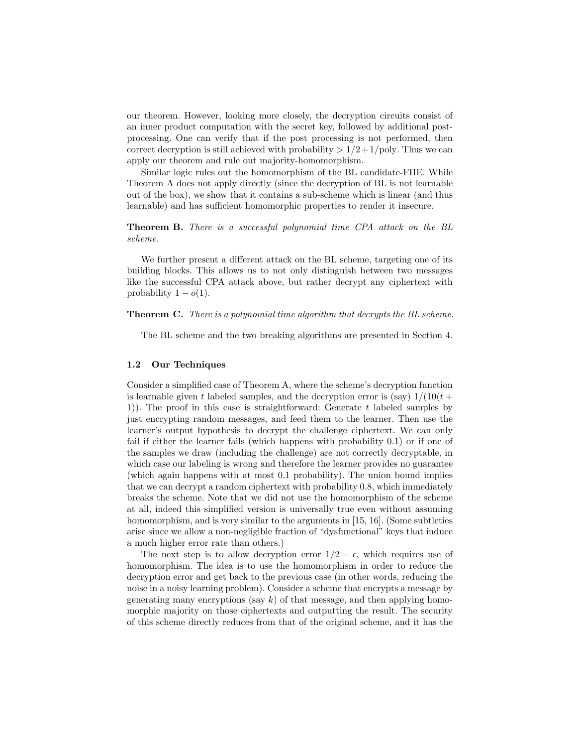our theorem. However, looking more closely, the decryption circuits consist of an inner product computation with the secret key, followed by additional post-processing. One can verify that if the post processing is not performed, then correct decryption is still achieved with probability $> 1/2 + 1/\text{poly}$. Thus we can apply our theorem and rule out majority-homomorphism.

Similar logic rules out the homomorphism of the BL candidate-FHE. While Theorem A does not apply directly (since the decryption of BL is not learnable out of the box), we show that it contains a sub-scheme which is linear (and thus learnable) and has sufficient homomorphic properties to render it insecure.

**Theorem B.** *There is a successful polynomial time CPA attack on the BL scheme.*

We further present a different attack on the BL scheme, targeting one of its building blocks. This allows us to not only distinguish between two messages like the successful CPA attack above, but rather decrypt any ciphertext with probability $1 - o(1)$.

**Theorem C.** *There is a polynomial time algorithm that decrypts the BL scheme.*

The BL scheme and the two breaking algorithms are presented in Section 4.

### 1.2 Our Techniques

Consider a simplified case of Theorem A, where the scheme's decryption function is learnable given $t$ labeled samples, and the decryption error is (say) $1/(10(t+1))$. The proof in this case is straightforward: Generate $t$ labeled samples by just encrypting random messages, and feed them to the learner. Then use the learner's output hypothesis to decrypt the challenge ciphertext. We can only fail if either the learner fails (which happens with probability 0.1) or if one of the samples we draw (including the challenge) are not correctly decryptable, in which case our labeling is wrong and therefore the learner provides no guarantee (which again happens with at most 0.1 probability). The union bound implies that we can decrypt a random ciphertext with probability 0.8, which immediately breaks the scheme. Note that we did not use the homomorphism of the scheme at all, indeed this simplified version is universally true even without assuming homomorphism, and is very similar to the arguments in [15, 16]. (Some subtleties arise since we allow a non-negligible fraction of "dysfunctional" keys that induce a much higher error rate than others.)

The next step is to allow decryption error $1/2 - \epsilon$, which requires use of homomorphism. The idea is to use the homomorphism in order to reduce the decryption error and get back to the previous case (in other words, reducing the noise in a noisy learning problem). Consider a scheme that encrypts a message by generating many encryptions (say $k$) of that message, and then applying homomorphic majority on those ciphertexts and outputting the result. The security of this scheme directly reduces from that of the original scheme, and it has the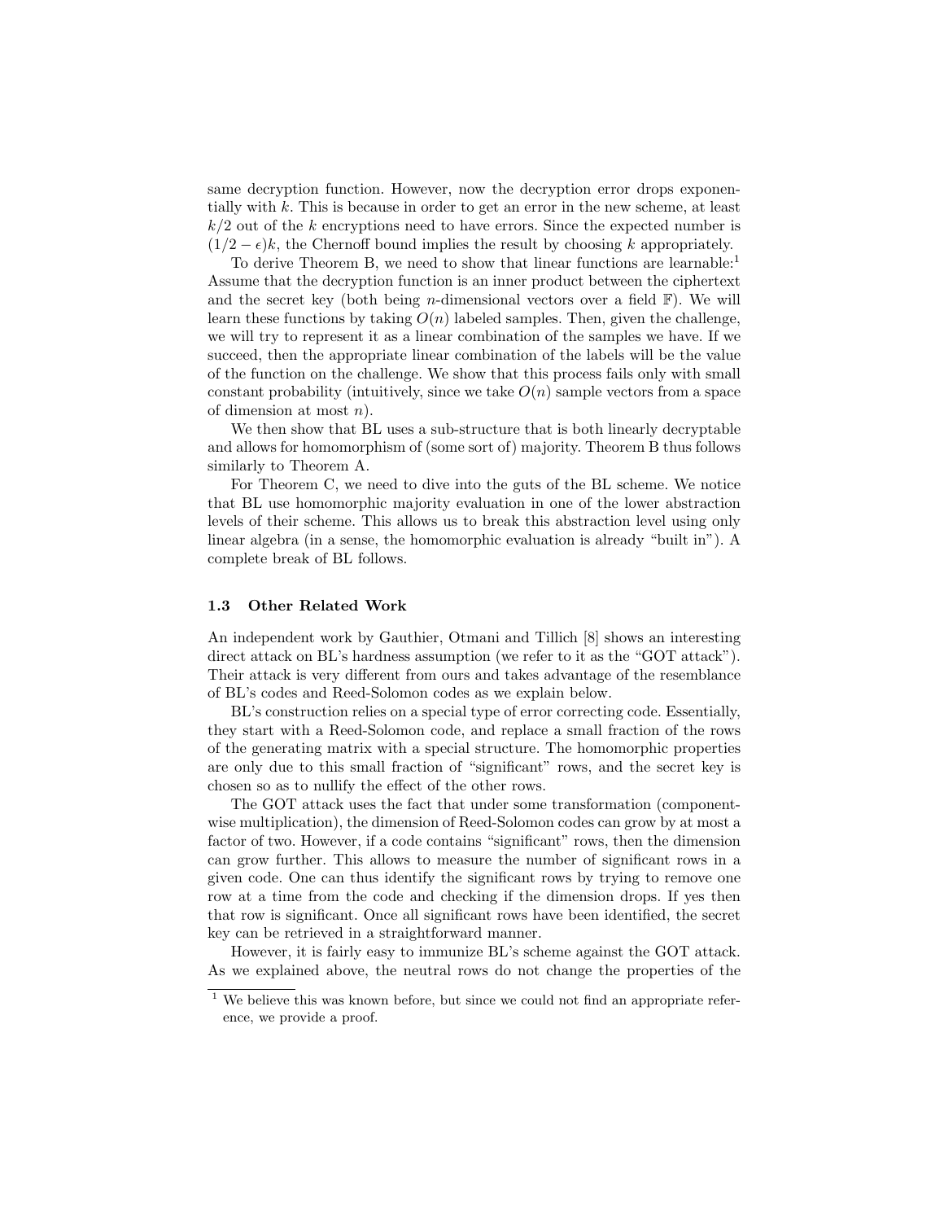same decryption function. However, now the decryption error drops exponentially with $k$. This is because in order to get an error in the new scheme, at least $k/2$ out of the $k$ encryptions need to have errors. Since the expected number is $(1/2 - \epsilon)k$, the Chernoff bound implies the result by choosing $k$ appropriately.

To derive Theorem B, we need to show that linear functions are learnable:[1] Assume that the decryption function is an inner product between the ciphertext and the secret key (both being $n$-dimensional vectors over a field $\mathbb{F}$). We will learn these functions by taking $O(n)$ labeled samples. Then, given the challenge, we will try to represent it as a linear combination of the samples we have. If we succeed, then the appropriate linear combination of the labels will be the value of the function on the challenge. We show that this process fails only with small constant probability (intuitively, since we take $O(n)$ sample vectors from a space of dimension at most $n$).

We then show that BL uses a sub-structure that is both linearly decryptable and allows for homomorphism of (some sort of) majority. Theorem B thus follows similarly to Theorem A.

For Theorem C, we need to dive into the guts of the BL scheme. We notice that BL use homomorphic majority evaluation in one of the lower abstraction levels of their scheme. This allows us to break this abstraction level using only linear algebra (in a sense, the homomorphic evaluation is already "built in"). A complete break of BL follows.

### 1.3 Other Related Work

An independent work by Gauthier, Otmani and Tillich [8] shows an interesting direct attack on BL's hardness assumption (we refer to it as the "GOT attack"). Their attack is very different from ours and takes advantage of the resemblance of BL's codes and Reed-Solomon codes as we explain below.

BL's construction relies on a special type of error correcting code. Essentially, they start with a Reed-Solomon code, and replace a small fraction of the rows of the generating matrix with a special structure. The homomorphic properties are only due to this small fraction of "significant" rows, and the secret key is chosen so as to nullify the effect of the other rows.

The GOT attack uses the fact that under some transformation (component-wise multiplication), the dimension of Reed-Solomon codes can grow by at most a factor of two. However, if a code contains "significant" rows, then the dimension can grow further. This allows to measure the number of significant rows in a given code. One can thus identify the significant rows by trying to remove one row at a time from the code and checking if the dimension drops. If yes then that row is significant. Once all significant rows have been identified, the secret key can be retrieved in a straightforward manner.

However, it is fairly easy to immunize BL's scheme against the GOT attack. As we explained above, the neutral rows do not change the properties of the

[1] We believe this was known before, but since we could not find an appropriate reference, we provide a proof.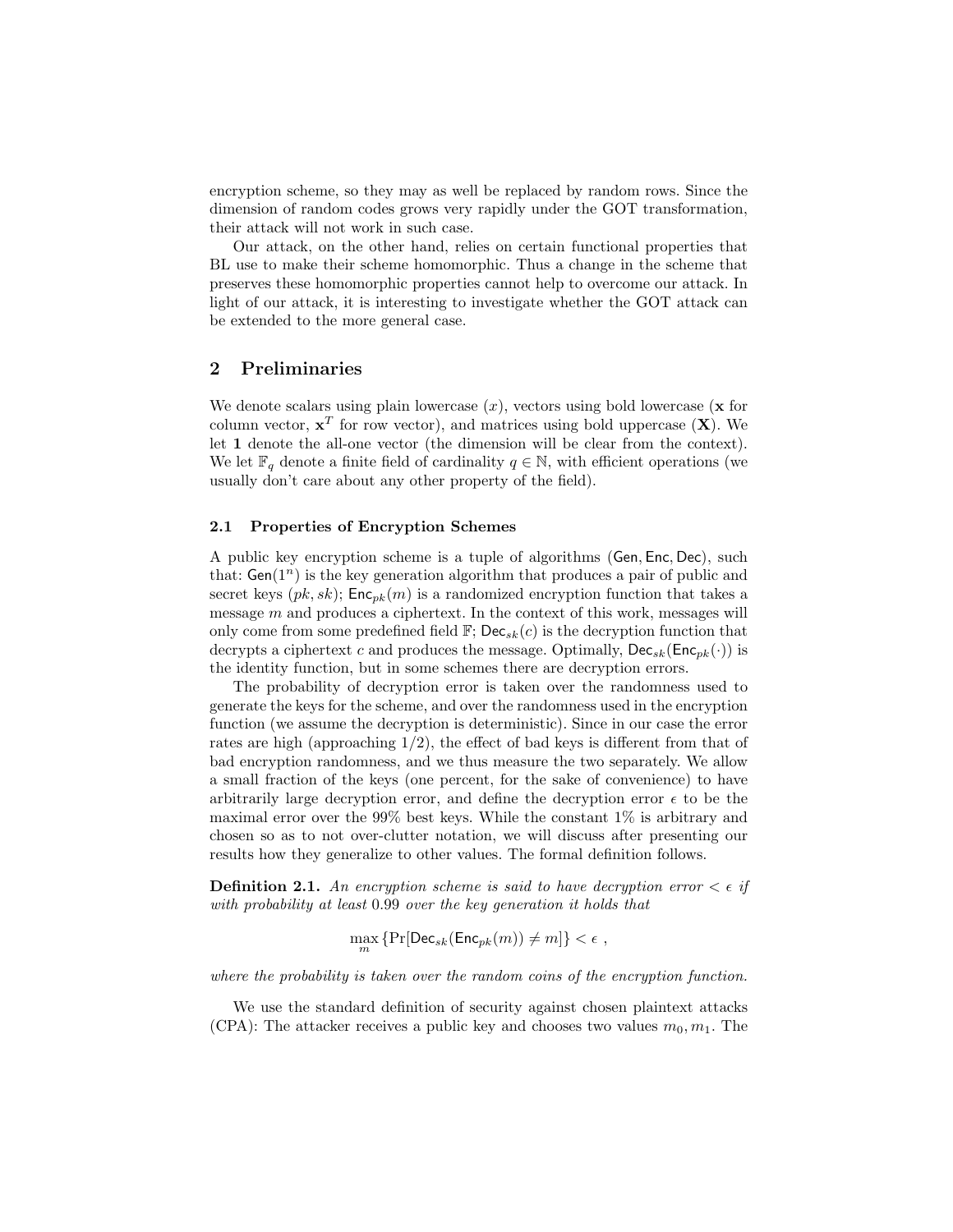encryption scheme, so they may as well be replaced by random rows. Since the dimension of random codes grows very rapidly under the GOT transformation, their attack will not work in such case.

Our attack, on the other hand, relies on certain functional properties that BL use to make their scheme homomorphic. Thus a change in the scheme that preserves these homomorphic properties cannot help to overcome our attack. In light of our attack, it is interesting to investigate whether the GOT attack can be extended to the more general case.

## 2 Preliminaries

We denote scalars using plain lowercase ($x$), vectors using bold lowercase ($\mathbf{x}$ for column vector, $\mathbf{x}^T$ for row vector), and matrices using bold uppercase ($\mathbf{X}$). We let $\mathbf{1}$ denote the all-one vector (the dimension will be clear from the context). We let $\mathbb{F}_q$ denote a finite field of cardinality $q \in \mathbb{N}$, with efficient operations (we usually don't care about any other property of the field).

### 2.1 Properties of Encryption Schemes

A public key encryption scheme is a tuple of algorithms $(\mathsf{Gen}, \mathsf{Enc}, \mathsf{Dec})$, such that: $\mathsf{Gen}(1^n)$ is the key generation algorithm that produces a pair of public and secret keys $(pk, sk)$; $\mathsf{Enc}_{pk}(m)$ is a randomized encryption function that takes a message $m$ and produces a ciphertext. In the context of this work, messages will only come from some predefined field $\mathbb{F}$; $\mathsf{Dec}_{sk}(c)$ is the decryption function that decrypts a ciphertext $c$ and produces the message. Optimally, $\mathsf{Dec}_{sk}(\mathsf{Enc}_{pk}(\cdot))$ is the identity function, but in some schemes there are decryption errors.

The probability of decryption error is taken over the randomness used to generate the keys for the scheme, and over the randomness used in the encryption function (we assume the decryption is deterministic). Since in our case the error rates are high (approaching $1/2$), the effect of bad keys is different from that of bad encryption randomness, and we thus measure the two separately. We allow a small fraction of the keys (one percent, for the sake of convenience) to have arbitrarily large decryption error, and define the decryption error $\epsilon$ to be the maximal error over the 99% best keys. While the constant 1% is arbitrary and chosen so as to not over-clutter notation, we will discuss after presenting our results how they generalize to other values. The formal definition follows.

**Definition 2.1.** *An encryption scheme is said to have decryption error $< \epsilon$ if with probability at least $0.99$ over the key generation it holds that*

$$\max_m \{\Pr[\mathsf{Dec}_{sk}(\mathsf{Enc}_{pk}(m)) \neq m]\} < \epsilon \ ,$$

*where the probability is taken over the random coins of the encryption function.*

We use the standard definition of security against chosen plaintext attacks (CPA): The attacker receives a public key and chooses two values $m_0, m_1$. The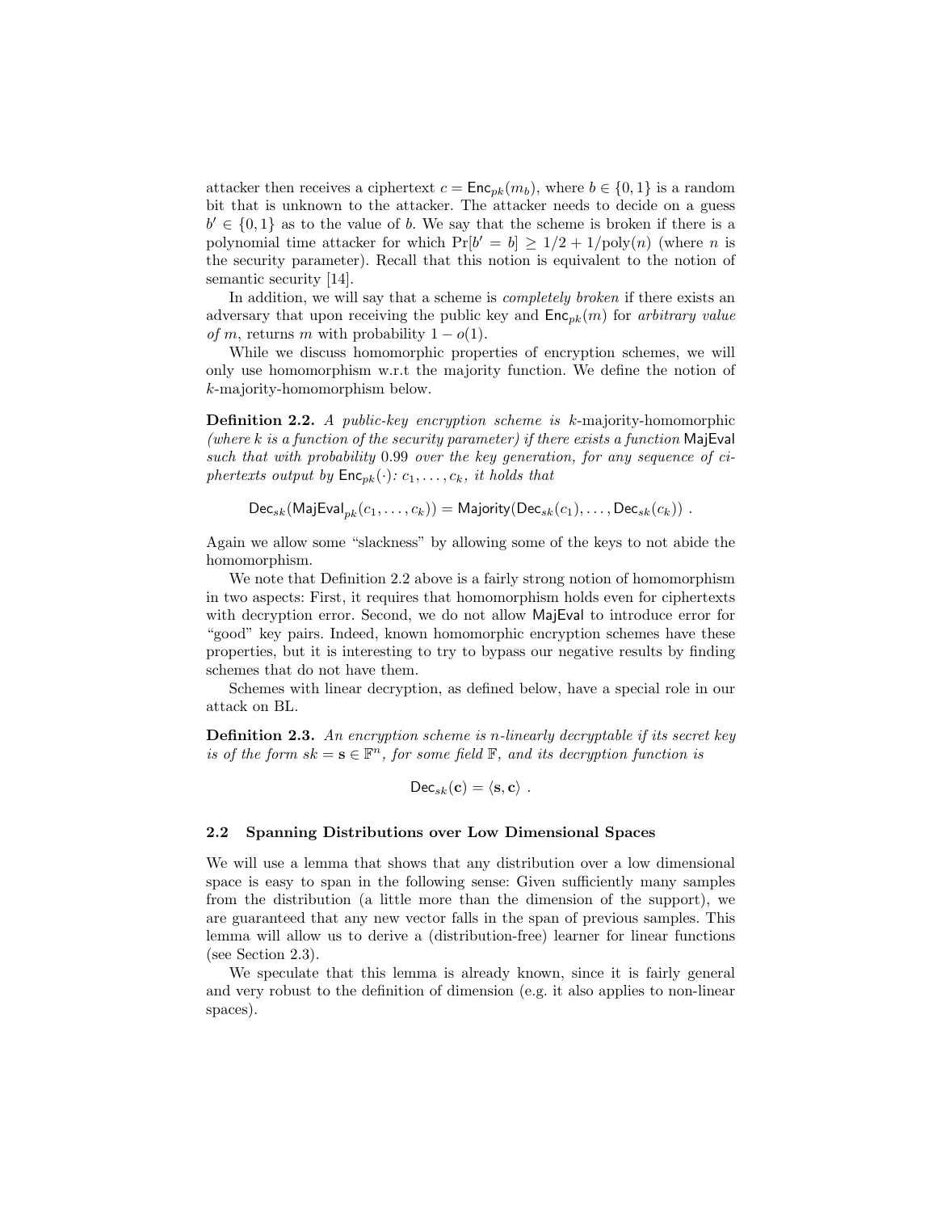attacker then receives a ciphertext $c = \mathsf{Enc}_{pk}(m_b)$, where $b \in \{0,1\}$ is a random bit that is unknown to the attacker. The attacker needs to decide on a guess $b' \in \{0,1\}$ as to the value of $b$. We say that the scheme is broken if there is a polynomial time attacker for which $\Pr[b' = b] \geq 1/2 + 1/\text{poly}(n)$ (where $n$ is the security parameter). Recall that this notion is equivalent to the notion of semantic security [14].

In addition, we will say that a scheme is *completely broken* if there exists an adversary that upon receiving the public key and $\mathsf{Enc}_{pk}(m)$ for *arbitrary value of* $m$, returns $m$ with probability $1 - o(1)$.

While we discuss homomorphic properties of encryption schemes, we will only use homomorphism w.r.t the majority function. We define the notion of $k$-majority-homomorphism below.

**Definition 2.2.** *A public-key encryption scheme is* $k$-majority-homomorphic *(where $k$ is a function of the security parameter) if there exists a function* $\mathsf{MajEval}$ *such that with probability* 0.99 *over the key generation, for any sequence of ciphertexts output by* $\mathsf{Enc}_{pk}(\cdot)$*:* $c_1, \dots, c_k$*, it holds that*

$$\mathsf{Dec}_{sk}(\mathsf{MajEval}_{pk}(c_1, \dots, c_k)) = \mathsf{Majority}(\mathsf{Dec}_{sk}(c_1), \dots, \mathsf{Dec}_{sk}(c_k)) \ .$$

Again we allow some "slackness" by allowing some of the keys to not abide the homomorphism.

We note that Definition 2.2 above is a fairly strong notion of homomorphism in two aspects: First, it requires that homomorphism holds even for ciphertexts with decryption error. Second, we do not allow $\mathsf{MajEval}$ to introduce error for "good" key pairs. Indeed, known homomorphic encryption schemes have these properties, but it is interesting to try to bypass our negative results by finding schemes that do not have them.

Schemes with linear decryption, as defined below, have a special role in our attack on BL.

**Definition 2.3.** *An encryption scheme is $n$-linearly decryptable if its secret key is of the form $sk = \mathbf{s} \in \mathbb{F}^n$, for some field $\mathbb{F}$, and its decryption function is*

$$\mathsf{Dec}_{sk}(\mathbf{c}) = \langle \mathbf{s}, \mathbf{c} \rangle \ .$$

### 2.2 Spanning Distributions over Low Dimensional Spaces

We will use a lemma that shows that any distribution over a low dimensional space is easy to span in the following sense: Given sufficiently many samples from the distribution (a little more than the dimension of the support), we are guaranteed that any new vector falls in the span of previous samples. This lemma will allow us to derive a (distribution-free) learner for linear functions (see Section 2.3).

We speculate that this lemma is already known, since it is fairly general and very robust to the definition of dimension (e.g. it also applies to non-linear spaces).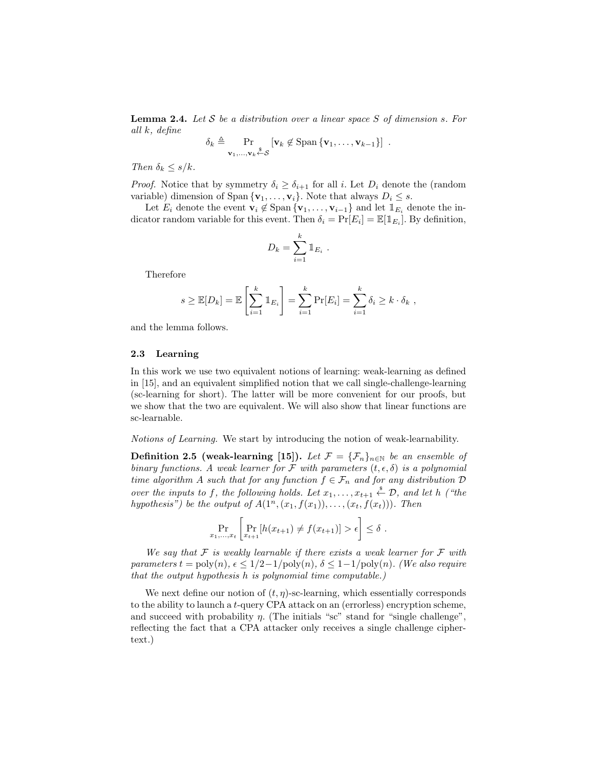**Lemma 2.4.** *Let $\mathcal{S}$ be a distribution over a linear space $S$ of dimension $s$. For all $k$, define*

$$\delta_k \triangleq \Pr_{\mathbf{v}_1,\ldots,\mathbf{v}_k \xleftarrow{\$} \mathcal{S}} [\mathbf{v}_k \notin \mathrm{Span}\{\mathbf{v}_1,\ldots,\mathbf{v}_{k-1}\}] \ .$$

*Then $\delta_k \leq s/k$.*

*Proof.* Notice that by symmetry $\delta_i \geq \delta_{i+1}$ for all $i$. Let $D_i$ denote the (random variable) dimension of $\mathrm{Span}\{\mathbf{v}_1,\ldots,\mathbf{v}_i\}$. Note that always $D_i \leq s$.

Let $E_i$ denote the event $\mathbf{v}_i \notin \mathrm{Span}\{\mathbf{v}_1,\ldots,\mathbf{v}_{i-1}\}$ and let $\mathbb{1}_{E_i}$ denote the indicator random variable for this event. Then $\delta_i = \Pr[E_i] = \mathbb{E}[\mathbb{1}_{E_i}]$. By definition,

$$D_k = \sum_{i=1}^{k} \mathbb{1}_{E_i} \ .$$

Therefore

$$s \geq \mathbb{E}[D_k] = \mathbb{E}\left[\sum_{i=1}^{k} \mathbb{1}_{E_i}\right] = \sum_{i=1}^{k} \Pr[E_i] = \sum_{i=1}^{k} \delta_i \geq k \cdot \delta_k \ ,$$

and the lemma follows.

### 2.3 Learning

In this work we use two equivalent notions of learning: weak-learning as defined in [15], and an equivalent simplified notion that we call single-challenge-learning (sc-learning for short). The latter will be more convenient for our proofs, but we show that the two are equivalent. We will also show that linear functions are sc-learnable.

*Notions of Learning.* We start by introducing the notion of weak-learnability.

**Definition 2.5 (weak-learning [15]).** *Let $\mathcal{F} = \{\mathcal{F}_n\}_{n\in\mathbb{N}}$ be an ensemble of binary functions. A weak learner for $\mathcal{F}$ with parameters $(t, \epsilon, \delta)$ is a polynomial time algorithm $A$ such that for any function $f \in \mathcal{F}_n$ and for any distribution $\mathcal{D}$ over the inputs to $f$, the following holds. Let $x_1, \ldots, x_{t+1} \xleftarrow{\$} \mathcal{D}$, and let $h$ ("the hypothesis") be the output of $A(1^n, (x_1, f(x_1)), \ldots, (x_t, f(x_t)))$. Then*

$$\Pr_{x_1,\ldots,x_t}\left[\Pr_{x_{t+1}}[h(x_{t+1}) \neq f(x_{t+1})] > \epsilon\right] \leq \delta \ .$$

*We say that $\mathcal{F}$ is weakly learnable if there exists a weak learner for $\mathcal{F}$ with parameters $t = \mathrm{poly}(n)$, $\epsilon \leq 1/2 - 1/\mathrm{poly}(n)$, $\delta \leq 1 - 1/\mathrm{poly}(n)$. (We also require that the output hypothesis $h$ is polynomial time computable.)*

We next define our notion of $(t, \eta)$-sc-learning, which essentially corresponds to the ability to launch a $t$-query CPA attack on an (errorless) encryption scheme, and succeed with probability $\eta$. (The initials "sc" stand for "single challenge", reflecting the fact that a CPA attacker only receives a single challenge ciphertext.)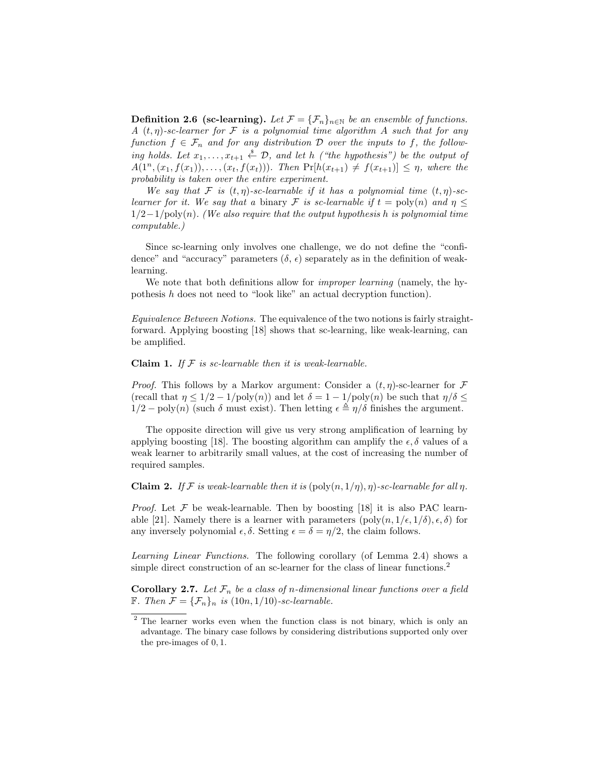**Definition 2.6 (sc-learning).** *Let $\mathcal{F} = \{\mathcal{F}_n\}_{n \in \mathbb{N}}$ be an ensemble of functions. A $(t, \eta)$-sc-learner for $\mathcal{F}$ is a polynomial time algorithm $A$ such that for any function $f \in \mathcal{F}_n$ and for any distribution $\mathcal{D}$ over the inputs to $f$, the following holds. Let $x_1, \ldots, x_{t+1} \stackrel{\$}{\leftarrow} \mathcal{D}$, and let $h$ ("the hypothesis") be the output of $A(1^n, (x_1, f(x_1)), \ldots, (x_t, f(x_t)))$. Then $\Pr[h(x_{t+1}) \neq f(x_{t+1})] \leq \eta$, where the probability is taken over the entire experiment.*

*We say that $\mathcal{F}$ is $(t, \eta)$-sc-learnable if it has a polynomial time $(t, \eta)$-sc-learner for it. We say that a* binary *$\mathcal{F}$ is sc-learnable if $t = \text{poly}(n)$ and $\eta \leq 1/2 - 1/\text{poly}(n)$. (We also require that the output hypothesis $h$ is polynomial time computable.)*

Since sc-learning only involves one challenge, we do not define the "confidence" and "accuracy" parameters ($\delta$, $\epsilon$) separately as in the definition of weak-learning.

We note that both definitions allow for *improper learning* (namely, the hypothesis $h$ does not need to "look like" an actual decryption function).

*Equivalence Between Notions.* The equivalence of the two notions is fairly straightforward. Applying boosting [18] shows that sc-learning, like weak-learning, can be amplified.

**Claim 1.** *If $\mathcal{F}$ is sc-learnable then it is weak-learnable.*

*Proof.* This follows by a Markov argument: Consider a $(t, \eta)$-sc-learner for $\mathcal{F}$ (recall that $\eta \leq 1/2 - 1/\text{poly}(n)$) and let $\delta = 1 - 1/\text{poly}(n)$ be such that $\eta/\delta \leq 1/2 - \text{poly}(n)$ (such $\delta$ must exist). Then letting $\epsilon \triangleq \eta/\delta$ finishes the argument.

The opposite direction will give us very strong amplification of learning by applying boosting [18]. The boosting algorithm can amplify the $\epsilon, \delta$ values of a weak learner to arbitrarily small values, at the cost of increasing the number of required samples.

**Claim 2.** *If $\mathcal{F}$ is weak-learnable then it is $(\text{poly}(n, 1/\eta), \eta)$-sc-learnable for all $\eta$.*

*Proof.* Let $\mathcal{F}$ be weak-learnable. Then by boosting [18] it is also PAC learnable [21]. Namely there is a learner with parameters $(\text{poly}(n, 1/\epsilon, 1/\delta), \epsilon, \delta)$ for any inversely polynomial $\epsilon, \delta$. Setting $\epsilon = \delta = \eta/2$, the claim follows.

*Learning Linear Functions.* The following corollary (of Lemma 2.4) shows a simple direct construction of an sc-learner for the class of linear functions.[2]

**Corollary 2.7.** *Let $\mathcal{F}_n$ be a class of $n$-dimensional linear functions over a field $\mathbb{F}$. Then $\mathcal{F} = \{\mathcal{F}_n\}_n$ is $(10n, 1/10)$-sc-learnable.*

[2] The learner works even when the function class is not binary, which is only an advantage. The binary case follows by considering distributions supported only over the pre-images of $0, 1$.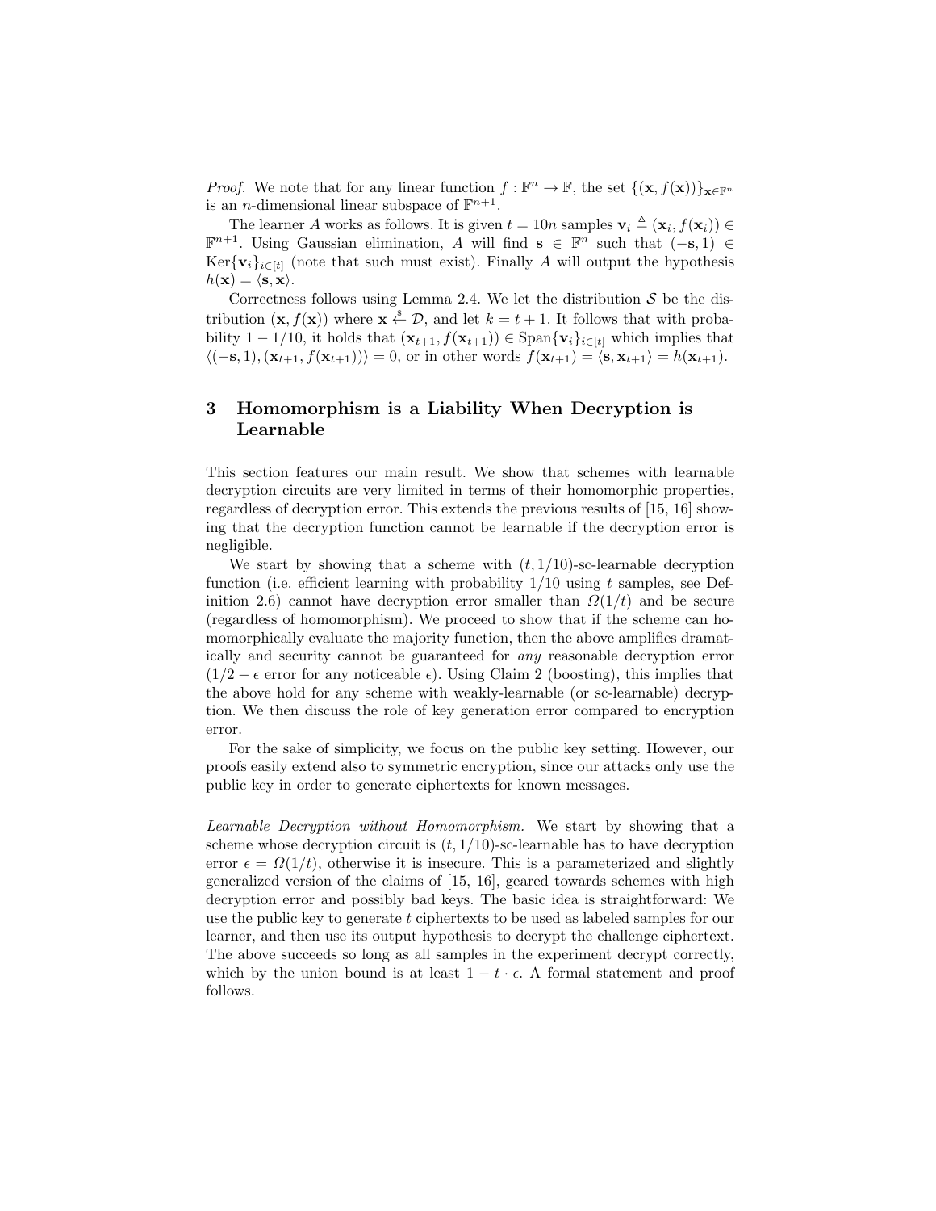*Proof.* We note that for any linear function $f : \mathbb{F}^n \to \mathbb{F}$, the set $\{(\mathbf{x}, f(\mathbf{x}))\}_{\mathbf{x} \in \mathbb{F}^n}$ is an $n$-dimensional linear subspace of $\mathbb{F}^{n+1}$.

The learner $A$ works as follows. It is given $t = 10n$ samples $\mathbf{v}_i \triangleq (\mathbf{x}_i, f(\mathbf{x}_i)) \in \mathbb{F}^{n+1}$. Using Gaussian elimination, $A$ will find $\mathbf{s} \in \mathbb{F}^n$ such that $(-\mathbf{s}, 1) \in \mathrm{Ker}\{\mathbf{v}_i\}_{i \in [t]}$ (note that such must exist). Finally $A$ will output the hypothesis $h(\mathbf{x}) = \langle \mathbf{s}, \mathbf{x} \rangle$.

Correctness follows using Lemma 2.4. We let the distribution $\mathcal{S}$ be the distribution $(\mathbf{x}, f(\mathbf{x}))$ where $\mathbf{x} \stackrel{\$}{\leftarrow} \mathcal{D}$, and let $k = t + 1$. It follows that with probability $1 - 1/10$, it holds that $(\mathbf{x}_{t+1}, f(\mathbf{x}_{t+1})) \in \mathrm{Span}\{\mathbf{v}_i\}_{i \in [t]}$ which implies that $\langle (-\mathbf{s}, 1), (\mathbf{x}_{t+1}, f(\mathbf{x}_{t+1})) \rangle = 0$, or in other words $f(\mathbf{x}_{t+1}) = \langle \mathbf{s}, \mathbf{x}_{t+1} \rangle = h(\mathbf{x}_{t+1})$.

## 3 Homomorphism is a Liability When Decryption is Learnable

This section features our main result. We show that schemes with learnable decryption circuits are very limited in terms of their homomorphic properties, regardless of decryption error. This extends the previous results of [15, 16] showing that the decryption function cannot be learnable if the decryption error is negligible.

We start by showing that a scheme with $(t, 1/10)$-sc-learnable decryption function (i.e. efficient learning with probability $1/10$ using $t$ samples, see Definition 2.6) cannot have decryption error smaller than $\Omega(1/t)$ and be secure (regardless of homomorphism). We proceed to show that if the scheme can homomorphically evaluate the majority function, then the above amplifies dramatically and security cannot be guaranteed for *any* reasonable decryption error ($1/2 - \epsilon$ error for any noticeable $\epsilon$). Using Claim 2 (boosting), this implies that the above hold for any scheme with weakly-learnable (or sc-learnable) decryption. We then discuss the role of key generation error compared to encryption error.

For the sake of simplicity, we focus on the public key setting. However, our proofs easily extend also to symmetric encryption, since our attacks only use the public key in order to generate ciphertexts for known messages.

*Learnable Decryption without Homomorphism.* We start by showing that a scheme whose decryption circuit is $(t, 1/10)$-sc-learnable has to have decryption error $\epsilon = \Omega(1/t)$, otherwise it is insecure. This is a parameterized and slightly generalized version of the claims of [15, 16], geared towards schemes with high decryption error and possibly bad keys. The basic idea is straightforward: We use the public key to generate $t$ ciphertexts to be used as labeled samples for our learner, and then use its output hypothesis to decrypt the challenge ciphertext. The above succeeds so long as all samples in the experiment decrypt correctly, which by the union bound is at least $1 - t \cdot \epsilon$. A formal statement and proof follows.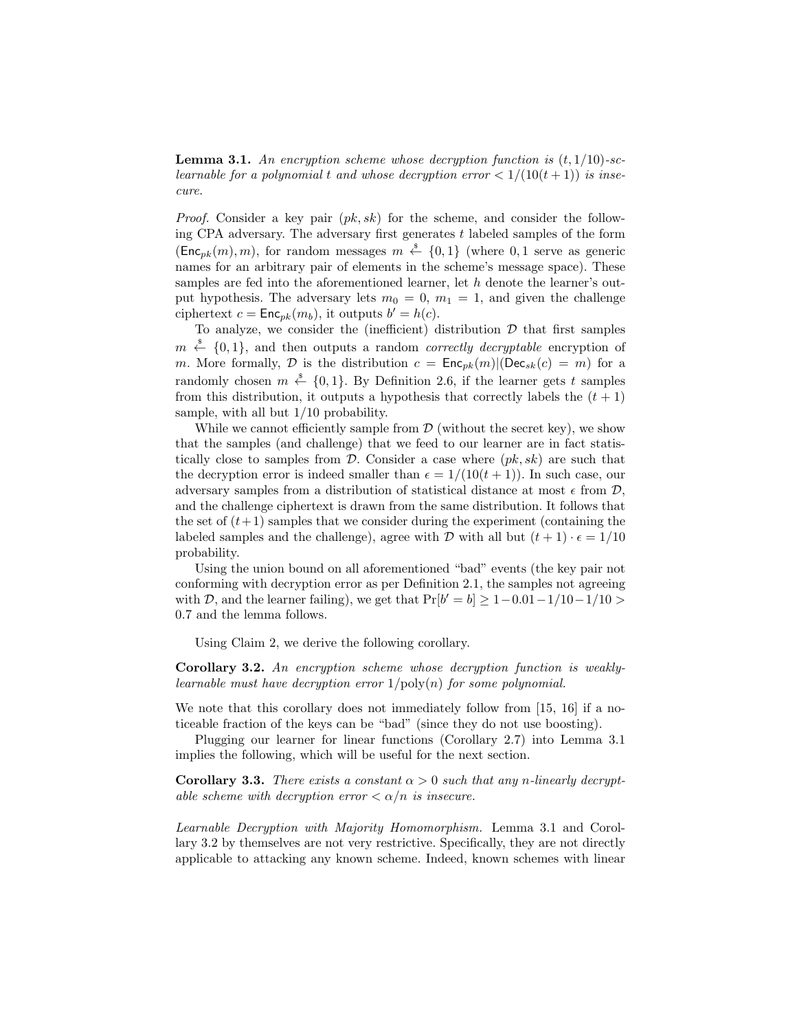**Lemma 3.1.** *An encryption scheme whose decryption function is $(t, 1/10)$-sc-learnable for a polynomial $t$ and whose decryption error $< 1/(10(t+1))$ is insecure.*

*Proof.* Consider a key pair $(pk, sk)$ for the scheme, and consider the following CPA adversary. The adversary first generates $t$ labeled samples of the form $(\mathsf{Enc}_{pk}(m), m)$, for random messages $m \xleftarrow{\$} \{0, 1\}$ (where $0, 1$ serve as generic names for an arbitrary pair of elements in the scheme's message space). These samples are fed into the aforementioned learner, let $h$ denote the learner's output hypothesis. The adversary lets $m_0 = 0$, $m_1 = 1$, and given the challenge ciphertext $c = \mathsf{Enc}_{pk}(m_b)$, it outputs $b' = h(c)$.

To analyze, we consider the (inefficient) distribution $\mathcal{D}$ that first samples $m \xleftarrow{\$} \{0, 1\}$, and then outputs a random *correctly decryptable* encryption of $m$. More formally, $\mathcal{D}$ is the distribution $c = \mathsf{Enc}_{pk}(m) | (\mathsf{Dec}_{sk}(c) = m)$ for a randomly chosen $m \xleftarrow{\$} \{0, 1\}$. By Definition 2.6, if the learner gets $t$ samples from this distribution, it outputs a hypothesis that correctly labels the $(t+1)$ sample, with all but $1/10$ probability.

While we cannot efficiently sample from $\mathcal{D}$ (without the secret key), we show that the samples (and challenge) that we feed to our learner are in fact statistically close to samples from $\mathcal{D}$. Consider a case where $(pk, sk)$ are such that the decryption error is indeed smaller than $\epsilon = 1/(10(t+1))$. In such case, our adversary samples from a distribution of statistical distance at most $\epsilon$ from $\mathcal{D}$, and the challenge ciphertext is drawn from the same distribution. It follows that the set of $(t+1)$ samples that we consider during the experiment (containing the labeled samples and the challenge), agree with $\mathcal{D}$ with all but $(t+1) \cdot \epsilon = 1/10$ probability.

Using the union bound on all aforementioned "bad" events (the key pair not conforming with decryption error as per Definition 2.1, the samples not agreeing with $\mathcal{D}$, and the learner failing), we get that $\Pr[b' = b] \geq 1 - 0.01 - 1/10 - 1/10 > 0.7$ and the lemma follows.

Using Claim 2, we derive the following corollary.

**Corollary 3.2.** *An encryption scheme whose decryption function is weakly-learnable must have decryption error $1/\mathrm{poly}(n)$ for some polynomial.*

We note that this corollary does not immediately follow from [15, 16] if a noticeable fraction of the keys can be "bad" (since they do not use boosting).

Plugging our learner for linear functions (Corollary 2.7) into Lemma 3.1 implies the following, which will be useful for the next section.

**Corollary 3.3.** *There exists a constant $\alpha > 0$ such that any $n$-linearly decryptable scheme with decryption error $< \alpha/n$ is insecure.*

*Learnable Decryption with Majority Homomorphism.* Lemma 3.1 and Corollary 3.2 by themselves are not very restrictive. Specifically, they are not directly applicable to attacking any known scheme. Indeed, known schemes with linear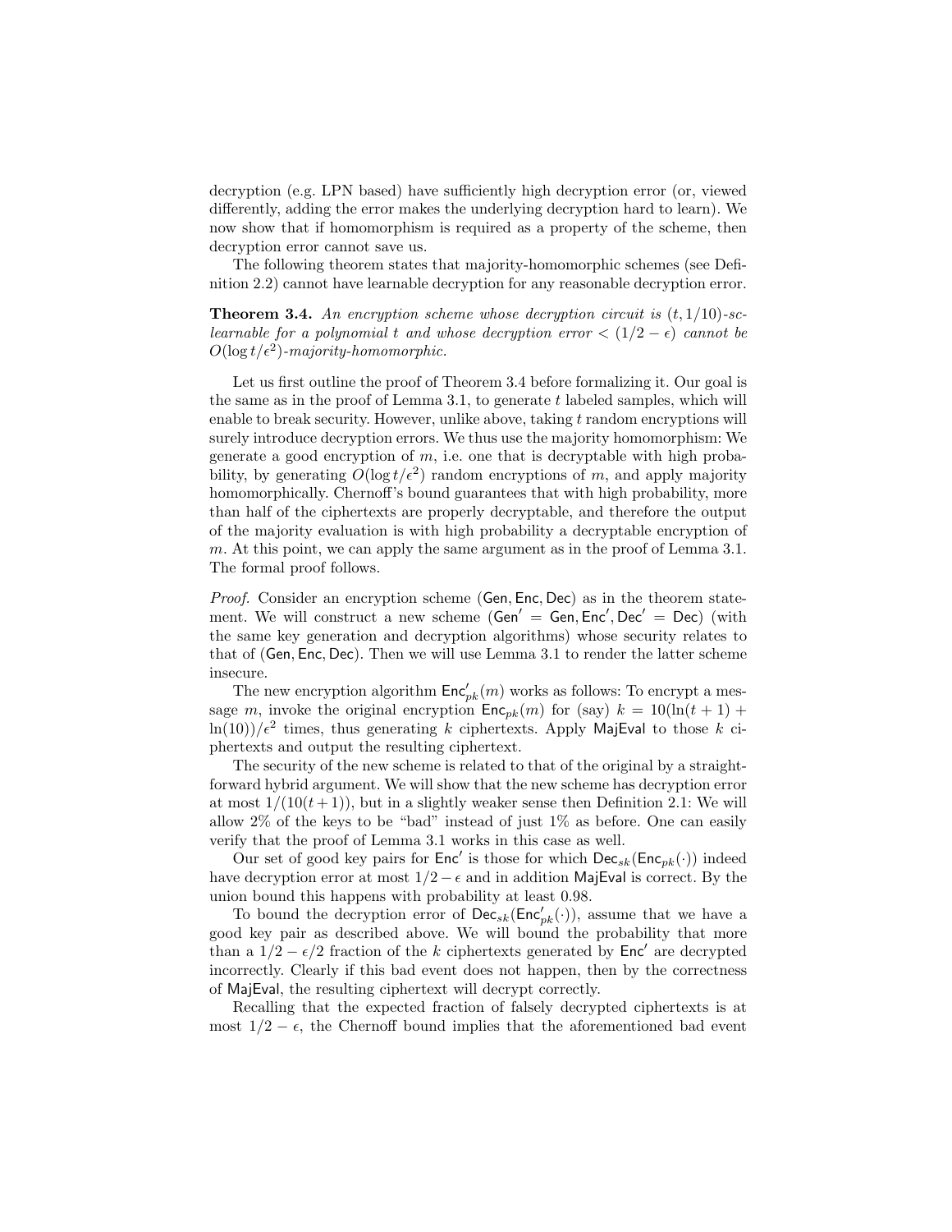decryption (e.g. LPN based) have sufficiently high decryption error (or, viewed differently, adding the error makes the underlying decryption hard to learn). We now show that if homomorphism is required as a property of the scheme, then decryption error cannot save us.

The following theorem states that majority-homomorphic schemes (see Definition 2.2) cannot have learnable decryption for any reasonable decryption error.

**Theorem 3.4.** *An encryption scheme whose decryption circuit is $(t, 1/10)$-sc-learnable for a polynomial $t$ and whose decryption error $< (1/2 - \epsilon)$ cannot be $O(\log t/\epsilon^2)$-majority-homomorphic.*

Let us first outline the proof of Theorem 3.4 before formalizing it. Our goal is the same as in the proof of Lemma 3.1, to generate $t$ labeled samples, which will enable to break security. However, unlike above, taking $t$ random encryptions will surely introduce decryption errors. We thus use the majority homomorphism: We generate a good encryption of $m$, i.e. one that is decryptable with high probability, by generating $O(\log t/\epsilon^2)$ random encryptions of $m$, and apply majority homomorphically. Chernoff's bound guarantees that with high probability, more than half of the ciphertexts are properly decryptable, and therefore the output of the majority evaluation is with high probability a decryptable encryption of $m$. At this point, we can apply the same argument as in the proof of Lemma 3.1. The formal proof follows.

*Proof.* Consider an encryption scheme $(\mathsf{Gen}, \mathsf{Enc}, \mathsf{Dec})$ as in the theorem statement. We will construct a new scheme $(\mathsf{Gen}' = \mathsf{Gen}, \mathsf{Enc}', \mathsf{Dec}' = \mathsf{Dec})$ (with the same key generation and decryption algorithms) whose security relates to that of $(\mathsf{Gen}, \mathsf{Enc}, \mathsf{Dec})$. Then we will use Lemma 3.1 to render the latter scheme insecure.

The new encryption algorithm $\mathsf{Enc}'_{pk}(m)$ works as follows: To encrypt a message $m$, invoke the original encryption $\mathsf{Enc}_{pk}(m)$ for (say) $k = 10(\ln(t+1) + \ln(10))/\epsilon^2$ times, thus generating $k$ ciphertexts. Apply $\mathsf{MajEval}$ to those $k$ ciphertexts and output the resulting ciphertext.

The security of the new scheme is related to that of the original by a straightforward hybrid argument. We will show that the new scheme has decryption error at most $1/(10(t+1))$, but in a slightly weaker sense then Definition 2.1: We will allow 2% of the keys to be "bad" instead of just 1% as before. One can easily verify that the proof of Lemma 3.1 works in this case as well.

Our set of good key pairs for $\mathsf{Enc}'$ is those for which $\mathsf{Dec}_{sk}(\mathsf{Enc}_{pk}(\cdot))$ indeed have decryption error at most $1/2 - \epsilon$ and in addition $\mathsf{MajEval}$ is correct. By the union bound this happens with probability at least 0.98.

To bound the decryption error of $\mathsf{Dec}_{sk}(\mathsf{Enc}'_{pk}(\cdot))$, assume that we have a good key pair as described above. We will bound the probability that more than a $1/2 - \epsilon/2$ fraction of the $k$ ciphertexts generated by $\mathsf{Enc}'$ are decrypted incorrectly. Clearly if this bad event does not happen, then by the correctness of $\mathsf{MajEval}$, the resulting ciphertext will decrypt correctly.

Recalling that the expected fraction of falsely decrypted ciphertexts is at most $1/2 - \epsilon$, the Chernoff bound implies that the aforementioned bad event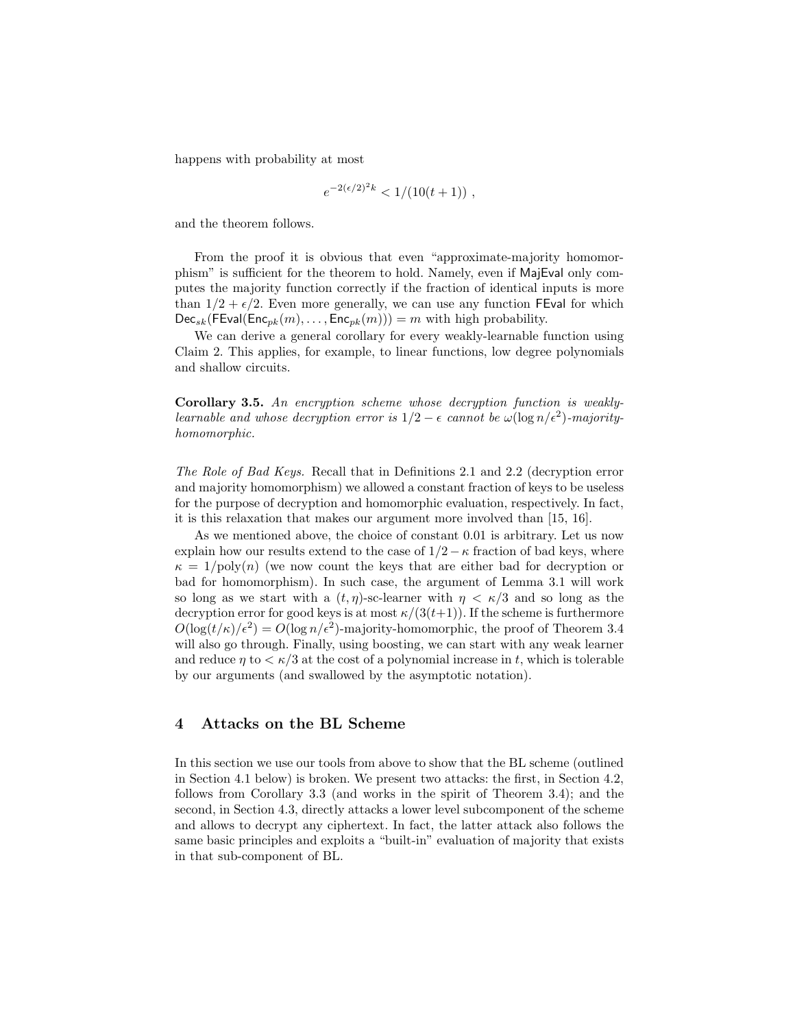happens with probability at most

$$e^{-2(\epsilon/2)^2 k} < 1/(10(t+1)) \ ,$$

and the theorem follows.

From the proof it is obvious that even "approximate-majority homomorphism" is sufficient for the theorem to hold. Namely, even if $\mathsf{MajEval}$ only computes the majority function correctly if the fraction of identical inputs is more than $1/2 + \epsilon/2$. Even more generally, we can use any function $\mathsf{FEval}$ for which $\mathsf{Dec}_{sk}(\mathsf{FEval}(\mathsf{Enc}_{pk}(m), \ldots, \mathsf{Enc}_{pk}(m))) = m$ with high probability.

We can derive a general corollary for every weakly-learnable function using Claim 2. This applies, for example, to linear functions, low degree polynomials and shallow circuits.

**Corollary 3.5.** *An encryption scheme whose decryption function is weakly-learnable and whose decryption error is $1/2 - \epsilon$ cannot be $\omega(\log n/\epsilon^2)$-majority-homomorphic.*

*The Role of Bad Keys.* Recall that in Definitions 2.1 and 2.2 (decryption error and majority homomorphism) we allowed a constant fraction of keys to be useless for the purpose of decryption and homomorphic evaluation, respectively. In fact, it is this relaxation that makes our argument more involved than [15, 16].

As we mentioned above, the choice of constant 0.01 is arbitrary. Let us now explain how our results extend to the case of $1/2 - \kappa$ fraction of bad keys, where $\kappa = 1/\text{poly}(n)$ (we now count the keys that are either bad for decryption or bad for homomorphism). In such case, the argument of Lemma 3.1 will work so long as we start with a $(t, \eta)$-sc-learner with $\eta < \kappa/3$ and so long as the decryption error for good keys is at most $\kappa/(3(t+1))$. If the scheme is furthermore $O(\log(t/\kappa)/\epsilon^2) = O(\log n/\epsilon^2)$-majority-homomorphic, the proof of Theorem 3.4 will also go through. Finally, using boosting, we can start with any weak learner and reduce $\eta$ to $< \kappa/3$ at the cost of a polynomial increase in $t$, which is tolerable by our arguments (and swallowed by the asymptotic notation).

## 4 Attacks on the BL Scheme

In this section we use our tools from above to show that the BL scheme (outlined in Section 4.1 below) is broken. We present two attacks: the first, in Section 4.2, follows from Corollary 3.3 (and works in the spirit of Theorem 3.4); and the second, in Section 4.3, directly attacks a lower level subcomponent of the scheme and allows to decrypt any ciphertext. In fact, the latter attack also follows the same basic principles and exploits a "built-in" evaluation of majority that exists in that sub-component of BL.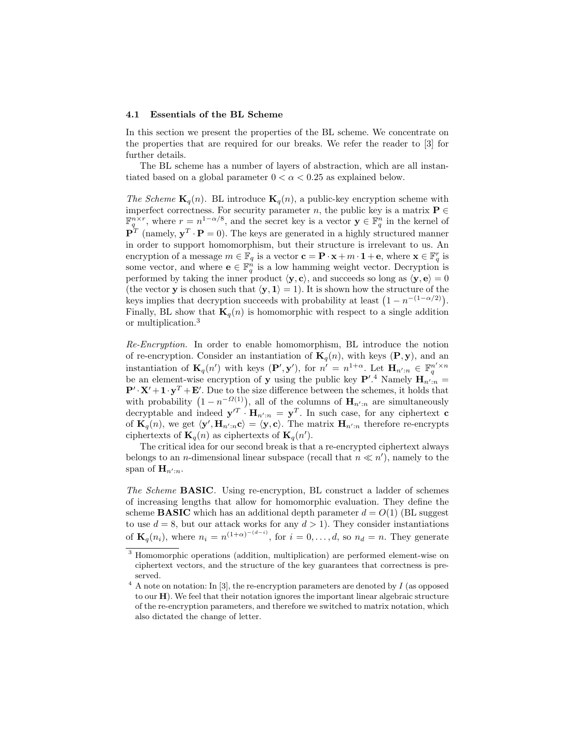### 4.1 Essentials of the BL Scheme

In this section we present the properties of the BL scheme. We concentrate on the properties that are required for our breaks. We refer the reader to [3] for further details.

The BL scheme has a number of layers of abstraction, which are all instantiated based on a global parameter $0 < \alpha < 0.25$ as explained below.

*The Scheme* $\mathbf{K}_q(n)$. BL introduce $\mathbf{K}_q(n)$, a public-key encryption scheme with imperfect correctness. For security parameter $n$, the public key is a matrix $\mathbf{P} \in \mathbb{F}_q^{n \times r}$, where $r = n^{1-\alpha/8}$, and the secret key is a vector $\mathbf{y} \in \mathbb{F}_q^n$ in the kernel of $\mathbf{P}^T$ (namely, $\mathbf{y}^T \cdot \mathbf{P} = 0$). The keys are generated in a highly structured manner in order to support homomorphism, but their structure is irrelevant to us. An encryption of a message $m \in \mathbb{F}_q$ is a vector $\mathbf{c} = \mathbf{P} \cdot \mathbf{x} + m \cdot \mathbf{1} + \mathbf{e}$, where $\mathbf{x} \in \mathbb{F}_q^r$ is some vector, and where $\mathbf{e} \in \mathbb{F}_q^n$ is a low hamming weight vector. Decryption is performed by taking the inner product $\langle \mathbf{y}, \mathbf{c} \rangle$, and succeeds so long as $\langle \mathbf{y}, \mathbf{e} \rangle = 0$ (the vector $\mathbf{y}$ is chosen such that $\langle \mathbf{y}, \mathbf{1} \rangle = 1$). It is shown how the structure of the keys implies that decryption succeeds with probability at least $\left(1 - n^{-(1-\alpha/2)}\right)$. Finally, BL show that $\mathbf{K}_q(n)$ is homomorphic with respect to a single addition or multiplication.[3]

*Re-Encryption.* In order to enable homomorphism, BL introduce the notion of re-encryption. Consider an instantiation of $\mathbf{K}_q(n)$, with keys $(\mathbf{P}, \mathbf{y})$, and an instantiation of $\mathbf{K}_q(n')$ with keys $(\mathbf{P}', \mathbf{y}')$, for $n' = n^{1+\alpha}$. Let $\mathbf{H}_{n':n} \in \mathbb{F}_q^{n' \times n}$ be an element-wise encryption of $\mathbf{y}$ using the public key $\mathbf{P}'$.[4] Namely $\mathbf{H}_{n':n} = \mathbf{P}' \cdot \mathbf{X}' + \mathbf{1} \cdot \mathbf{y}^T + \mathbf{E}'$. Due to the size difference between the schemes, it holds that with probability $\left(1 - n^{-\Omega(1)}\right)$, all of the columns of $\mathbf{H}_{n':n}$ are simultaneously decryptable and indeed $\mathbf{y}'^T \cdot \mathbf{H}_{n':n} = \mathbf{y}^T$. In such case, for any ciphertext $\mathbf{c}$ of $\mathbf{K}_q(n)$, we get $\langle \mathbf{y}', \mathbf{H}_{n':n} \mathbf{c} \rangle = \langle \mathbf{y}, \mathbf{c} \rangle$. The matrix $\mathbf{H}_{n':n}$ therefore re-encrypts ciphertexts of $\mathbf{K}_q(n)$ as ciphertexts of $\mathbf{K}_q(n')$.

The critical idea for our second break is that a re-encrypted ciphertext always belongs to an $n$-dimensional linear subspace (recall that $n \ll n'$), namely to the span of $\mathbf{H}_{n':n}$.

*The Scheme* **BASIC**. Using re-encryption, BL construct a ladder of schemes of increasing lengths that allow for homomorphic evaluation. They define the scheme **BASIC** which has an additional depth parameter $d = O(1)$ (BL suggest to use $d = 8$, but our attack works for any $d > 1$). They consider instantiations of $\mathbf{K}_q(n_i)$, where $n_i = n^{(1+\alpha)^{-(d-i)}}$, for $i = 0, \ldots, d$, so $n_d = n$. They generate

---

[3] Homomorphic operations (addition, multiplication) are performed element-wise on ciphertext vectors, and the structure of the key guarantees that correctness is preserved.

[4] A note on notation: In [3], the re-encryption parameters are denoted by $I$ (as opposed to our $\mathbf{H}$). We feel that their notation ignores the important linear algebraic structure of the re-encryption parameters, and therefore we switched to matrix notation, which also dictated the change of letter.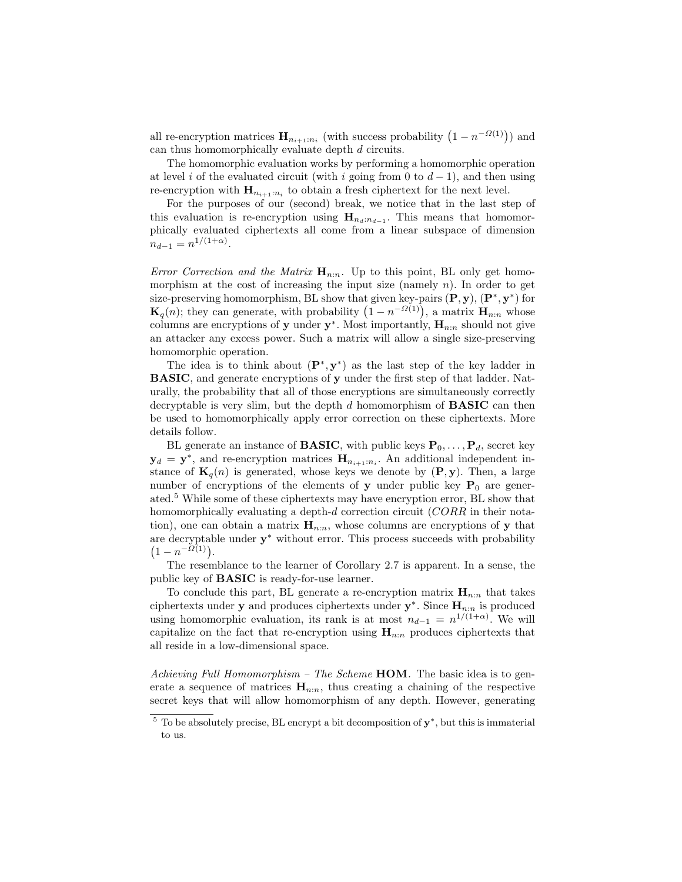all re-encryption matrices $\mathbf{H}_{n_{i+1}:n_i}$ (with success probability $\left(1 - n^{-\Omega(1)}\right)$) and can thus homomorphically evaluate depth $d$ circuits.

The homomorphic evaluation works by performing a homomorphic operation at level $i$ of the evaluated circuit (with $i$ going from 0 to $d-1$), and then using re-encryption with $\mathbf{H}_{n_{i+1}:n_i}$ to obtain a fresh ciphertext for the next level.

For the purposes of our (second) break, we notice that in the last step of this evaluation is re-encryption using $\mathbf{H}_{n_d:n_{d-1}}$. This means that homomorphically evaluated ciphertexts all come from a linear subspace of dimension $n_{d-1} = n^{1/(1+\alpha)}$.

*Error Correction and the Matrix* $\mathbf{H}_{n:n}$*.* Up to this point, BL only get homomorphism at the cost of increasing the input size (namely $n$). In order to get size-preserving homomorphism, BL show that given key-pairs $(\mathbf{P}, \mathbf{y})$, $(\mathbf{P}^*, \mathbf{y}^*)$ for $\mathbf{K}_q(n)$; they can generate, with probability $\left(1 - n^{-\Omega(1)}\right)$, a matrix $\mathbf{H}_{n:n}$ whose columns are encryptions of $\mathbf{y}$ under $\mathbf{y}^*$. Most importantly, $\mathbf{H}_{n:n}$ should not give an attacker any excess power. Such a matrix will allow a single size-preserving homomorphic operation.

The idea is to think about $(\mathbf{P}^*, \mathbf{y}^*)$ as the last step of the key ladder in **BASIC**, and generate encryptions of $\mathbf{y}$ under the first step of that ladder. Naturally, the probability that all of those encryptions are simultaneously correctly decryptable is very slim, but the depth $d$ homomorphism of **BASIC** can then be used to homomorphically apply error correction on these ciphertexts. More details follow.

BL generate an instance of **BASIC**, with public keys $\mathbf{P}_0, \ldots, \mathbf{P}_d$, secret key $\mathbf{y}_d = \mathbf{y}^*$, and re-encryption matrices $\mathbf{H}_{n_{i+1}:n_i}$. An additional independent instance of $\mathbf{K}_q(n)$ is generated, whose keys we denote by $(\mathbf{P}, \mathbf{y})$. Then, a large number of encryptions of the elements of $\mathbf{y}$ under public key $\mathbf{P}_0$ are generated.[5] While some of these ciphertexts may have encryption error, BL show that homomorphically evaluating a depth-$d$ correction circuit ($CORR$ in their notation), one can obtain a matrix $\mathbf{H}_{n:n}$, whose columns are encryptions of $\mathbf{y}$ that are decryptable under $\mathbf{y}^*$ without error. This process succeeds with probability $\left(1 - n^{-\Omega(1)}\right)$.

The resemblance to the learner of Corollary 2.7 is apparent. In a sense, the public key of **BASIC** is ready-for-use learner.

To conclude this part, BL generate a re-encryption matrix $\mathbf{H}_{n:n}$ that takes ciphertexts under $\mathbf{y}$ and produces ciphertexts under $\mathbf{y}^*$. Since $\mathbf{H}_{n:n}$ is produced using homomorphic evaluation, its rank is at most $n_{d-1} = n^{1/(1+\alpha)}$. We will capitalize on the fact that re-encryption using $\mathbf{H}_{n:n}$ produces ciphertexts that all reside in a low-dimensional space.

*Achieving Full Homomorphism – The Scheme* **HOM***.* The basic idea is to generate a sequence of matrices $\mathbf{H}_{n:n}$, thus creating a chaining of the respective secret keys that will allow homomorphism of any depth. However, generating

[5] To be absolutely precise, BL encrypt a bit decomposition of $\mathbf{y}^*$, but this is immaterial to us.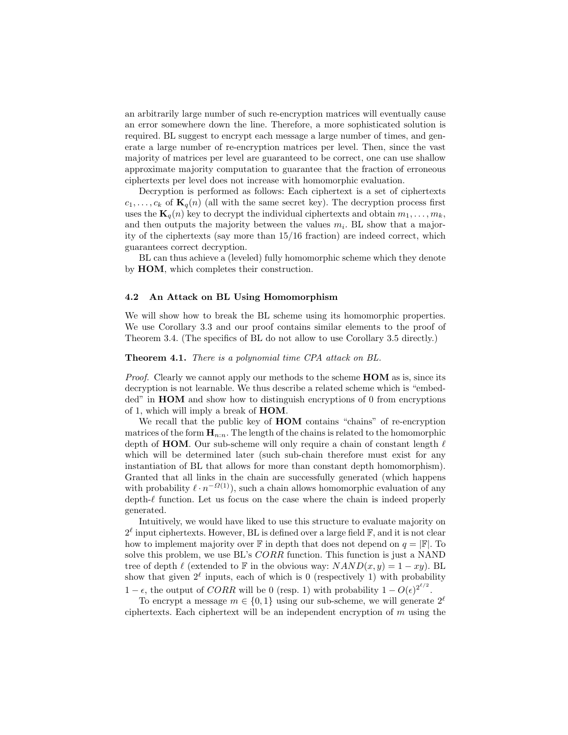an arbitrarily large number of such re-encryption matrices will eventually cause an error somewhere down the line. Therefore, a more sophisticated solution is required. BL suggest to encrypt each message a large number of times, and generate a large number of re-encryption matrices per level. Then, since the vast majority of matrices per level are guaranteed to be correct, one can use shallow approximate majority computation to guarantee that the fraction of erroneous ciphertexts per level does not increase with homomorphic evaluation.

Decryption is performed as follows: Each ciphertext is a set of ciphertexts $c_1, \ldots, c_k$ of $\mathbf{K}_q(n)$ (all with the same secret key). The decryption process first uses the $\mathbf{K}_q(n)$ key to decrypt the individual ciphertexts and obtain $m_1, \ldots, m_k$, and then outputs the majority between the values $m_i$. BL show that a majority of the ciphertexts (say more than 15/16 fraction) are indeed correct, which guarantees correct decryption.

BL can thus achieve a (leveled) fully homomorphic scheme which they denote by **HOM**, which completes their construction.

### 4.2 An Attack on BL Using Homomorphism

We will show how to break the BL scheme using its homomorphic properties. We use Corollary 3.3 and our proof contains similar elements to the proof of Theorem 3.4. (The specifics of BL do not allow to use Corollary 3.5 directly.)

**Theorem 4.1.** *There is a polynomial time CPA attack on BL.*

*Proof.* Clearly we cannot apply our methods to the scheme **HOM** as is, since its decryption is not learnable. We thus describe a related scheme which is "embedded" in **HOM** and show how to distinguish encryptions of 0 from encryptions of 1, which will imply a break of **HOM**.

We recall that the public key of **HOM** contains "chains" of re-encryption matrices of the form $\mathbf{H}_{n:n}$. The length of the chains is related to the homomorphic depth of **HOM**. Our sub-scheme will only require a chain of constant length $\ell$ which will be determined later (such sub-chain therefore must exist for any instantiation of BL that allows for more than constant depth homomorphism). Granted that all links in the chain are successfully generated (which happens with probability $\ell \cdot n^{-\Omega(1)}$), such a chain allows homomorphic evaluation of any depth-$\ell$ function. Let us focus on the case where the chain is indeed properly generated.

Intuitively, we would have liked to use this structure to evaluate majority on $2^\ell$ input ciphertexts. However, BL is defined over a large field $\mathbb{F}$, and it is not clear how to implement majority over $\mathbb{F}$ in depth that does not depend on $q = |\mathbb{F}|$. To solve this problem, we use BL's $CORR$ function. This function is just a NAND tree of depth $\ell$ (extended to $\mathbb{F}$ in the obvious way: $NAND(x, y) = 1 - xy$). BL show that given $2^\ell$ inputs, each of which is 0 (respectively 1) with probability $1 - \epsilon$, the output of $CORR$ will be 0 (resp. 1) with probability $1 - O(\epsilon)^{2^{\ell/2}}$.

To encrypt a message $m \in \{0, 1\}$ using our sub-scheme, we will generate $2^\ell$ ciphertexts. Each ciphertext will be an independent encryption of $m$ using the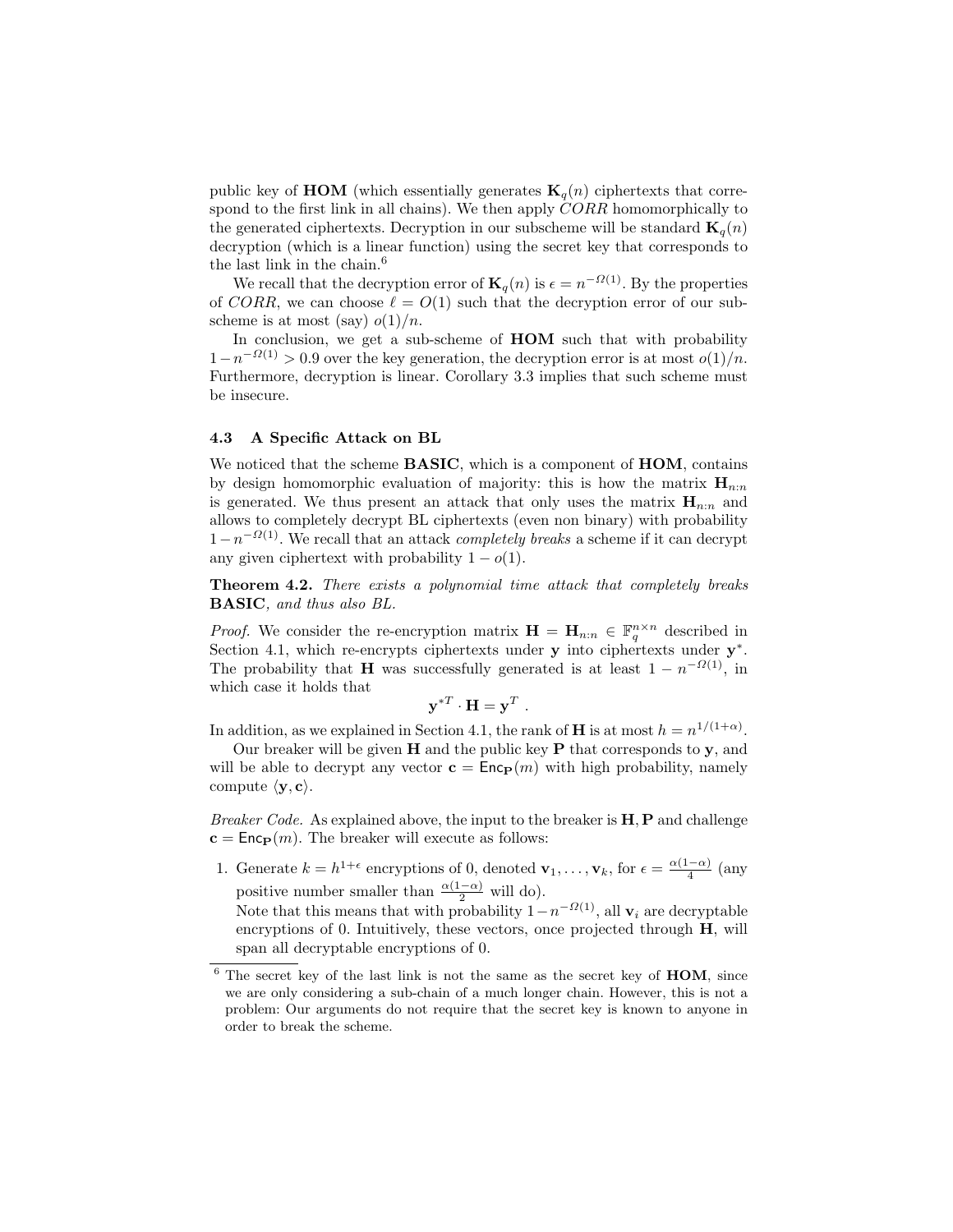public key of **HOM** (which essentially generates $\mathbf{K}_q(n)$ ciphertexts that correspond to the first link in all chains). We then apply *CORR* homomorphically to the generated ciphertexts. Decryption in our subscheme will be standard $\mathbf{K}_q(n)$ decryption (which is a linear function) using the secret key that corresponds to the last link in the chain.[6]

We recall that the decryption error of $\mathbf{K}_q(n)$ is $\epsilon = n^{-\Omega(1)}$. By the properties of *CORR*, we can choose $\ell = O(1)$ such that the decryption error of our sub-scheme is at most (say) $o(1)/n$.

In conclusion, we get a sub-scheme of **HOM** such that with probability $1-n^{-\Omega(1)} > 0.9$ over the key generation, the decryption error is at most $o(1)/n$. Furthermore, decryption is linear. Corollary 3.3 implies that such scheme must be insecure.

### 4.3 A Specific Attack on BL

We noticed that the scheme **BASIC**, which is a component of **HOM**, contains by design homomorphic evaluation of majority: this is how the matrix $\mathbf{H}_{n:n}$ is generated. We thus present an attack that only uses the matrix $\mathbf{H}_{n:n}$ and allows to completely decrypt BL ciphertexts (even non binary) with probability $1-n^{-\Omega(1)}$. We recall that an attack *completely breaks* a scheme if it can decrypt any given ciphertext with probability $1-o(1)$.

**Theorem 4.2.** *There exists a polynomial time attack that completely breaks* **BASIC***, and thus also BL.*

*Proof.* We consider the re-encryption matrix $\mathbf{H} = \mathbf{H}_{n:n} \in \mathbb{F}_q^{n\times n}$ described in Section 4.1, which re-encrypts ciphertexts under $\mathbf{y}$ into ciphertexts under $\mathbf{y}^*$. The probability that $\mathbf{H}$ was successfully generated is at least $1 - n^{-\Omega(1)}$, in which case it holds that

$$\mathbf{y}^{*T} \cdot \mathbf{H} = \mathbf{y}^T \ .$$

In addition, as we explained in Section 4.1, the rank of $\mathbf{H}$ is at most $h = n^{1/(1+\alpha)}$.

Our breaker will be given $\mathbf{H}$ and the public key $\mathbf{P}$ that corresponds to $\mathbf{y}$, and will be able to decrypt any vector $\mathbf{c} = \mathsf{Enc}_{\mathbf{P}}(m)$ with high probability, namely compute $\langle \mathbf{y}, \mathbf{c} \rangle$.

*Breaker Code.* As explained above, the input to the breaker is $\mathbf{H}, \mathbf{P}$ and challenge $\mathbf{c} = \mathsf{Enc}_{\mathbf{P}}(m)$. The breaker will execute as follows:

1. Generate $k = h^{1+\epsilon}$ encryptions of 0, denoted $\mathbf{v}_1, \ldots, \mathbf{v}_k$, for $\epsilon = \frac{\alpha(1-\alpha)}{4}$ (any positive number smaller than $\frac{\alpha(1-\alpha)}{2}$ will do).
   Note that this means that with probability $1-n^{-\Omega(1)}$, all $\mathbf{v}_i$ are decryptable encryptions of 0. Intuitively, these vectors, once projected through $\mathbf{H}$, will span all decryptable encryptions of 0.

[6] The secret key of the last link is not the same as the secret key of **HOM**, since we are only considering a sub-chain of a much longer chain. However, this is not a problem: Our arguments do not require that the secret key is known to anyone in order to break the scheme.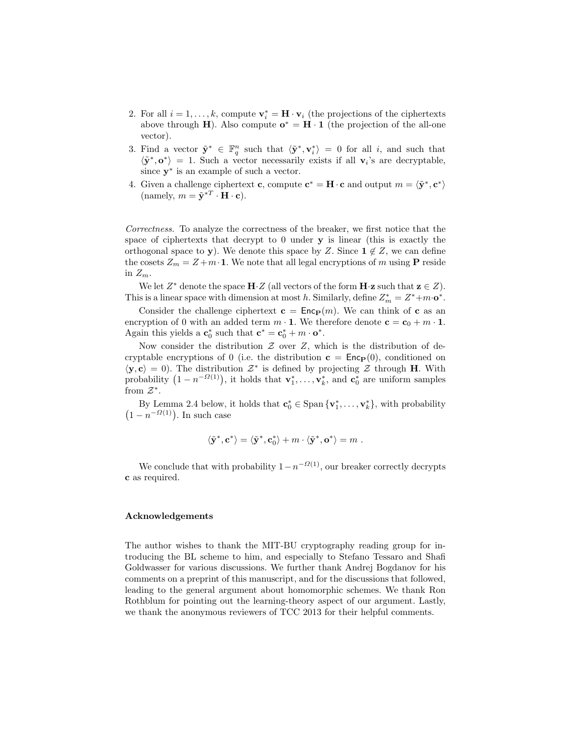2. For all $i = 1, \ldots, k$, compute $\mathbf{v}_i^* = \mathbf{H} \cdot \mathbf{v}_i$ (the projections of the ciphertexts above through $\mathbf{H}$). Also compute $\mathbf{o}^* = \mathbf{H} \cdot \mathbf{1}$ (the projection of the all-one vector).
3. Find a vector $\tilde{\mathbf{y}}^* \in \mathbb{F}_q^n$ such that $\langle \tilde{\mathbf{y}}^*, \mathbf{v}_i^* \rangle = 0$ for all $i$, and such that $\langle \tilde{\mathbf{y}}^*, \mathbf{o}^* \rangle = 1$. Such a vector necessarily exists if all $\mathbf{v}_i$'s are decryptable, since $\mathbf{y}^*$ is an example of such a vector.
4. Given a challenge ciphertext $\mathbf{c}$, compute $\mathbf{c}^* = \mathbf{H} \cdot \mathbf{c}$ and output $m = \langle \tilde{\mathbf{y}}^*, \mathbf{c}^* \rangle$ (namely, $m = \tilde{\mathbf{y}}^{*T} \cdot \mathbf{H} \cdot \mathbf{c}$).

*Correctness.* To analyze the correctness of the breaker, we first notice that the space of ciphertexts that decrypt to 0 under $\mathbf{y}$ is linear (this is exactly the orthogonal space to $\mathbf{y}$). We denote this space by $Z$. Since $\mathbf{1} \notin Z$, we can define the cosets $Z_m = Z + m \cdot \mathbf{1}$. We note that all legal encryptions of $m$ using $\mathbf{P}$ reside in $Z_m$.

We let $Z^*$ denote the space $\mathbf{H} \cdot Z$ (all vectors of the form $\mathbf{H} \cdot \mathbf{z}$ such that $\mathbf{z} \in Z$). This is a linear space with dimension at most $h$. Similarly, define $Z_m^* = Z^* + m \cdot \mathbf{o}^*$.

Consider the challenge ciphertext $\mathbf{c} = \mathsf{Enc}_{\mathbf{P}}(m)$. We can think of $\mathbf{c}$ as an encryption of 0 with an added term $m \cdot \mathbf{1}$. We therefore denote $\mathbf{c} = \mathbf{c}_0 + m \cdot \mathbf{1}$. Again this yields a $\mathbf{c}_0^*$ such that $\mathbf{c}^* = \mathbf{c}_0^* + m \cdot \mathbf{o}^*$.

Now consider the distribution $\mathcal{Z}$ over $Z$, which is the distribution of decryptable encryptions of 0 (i.e. the distribution $\mathbf{c} = \mathsf{Enc}_{\mathbf{P}}(0)$, conditioned on $\langle \mathbf{y}, \mathbf{c} \rangle = 0$). The distribution $\mathcal{Z}^*$ is defined by projecting $\mathcal{Z}$ through $\mathbf{H}$. With probability $\left(1 - n^{-\Omega(1)}\right)$, it holds that $\mathbf{v}_1^*, \ldots, \mathbf{v}_k^*$, and $\mathbf{c}_0^*$ are uniform samples from $\mathcal{Z}^*$.

By Lemma 2.4 below, it holds that $\mathbf{c}_0^* \in \mathrm{Span}\left\{\mathbf{v}_1^*, \ldots, \mathbf{v}_k^*\right\}$, with probability $\left(1 - n^{-\Omega(1)}\right)$. In such case

$$\langle \tilde{\mathbf{y}}^*, \mathbf{c}^* \rangle = \langle \tilde{\mathbf{y}}^*, \mathbf{c}_0^* \rangle + m \cdot \langle \tilde{\mathbf{y}}^*, \mathbf{o}^* \rangle = m \ .$$

We conclude that with probability $1 - n^{-\Omega(1)}$, our breaker correctly decrypts $\mathbf{c}$ as required.

#### Acknowledgements

The author wishes to thank the MIT-BU cryptography reading group for introducing the BL scheme to him, and especially to Stefano Tessaro and Shafi Goldwasser for various discussions. We further thank Andrej Bogdanov for his comments on a preprint of this manuscript, and for the discussions that followed, leading to the general argument about homomorphic schemes. We thank Ron Rothblum for pointing out the learning-theory aspect of our argument. Lastly, we thank the anonymous reviewers of TCC 2013 for their helpful comments.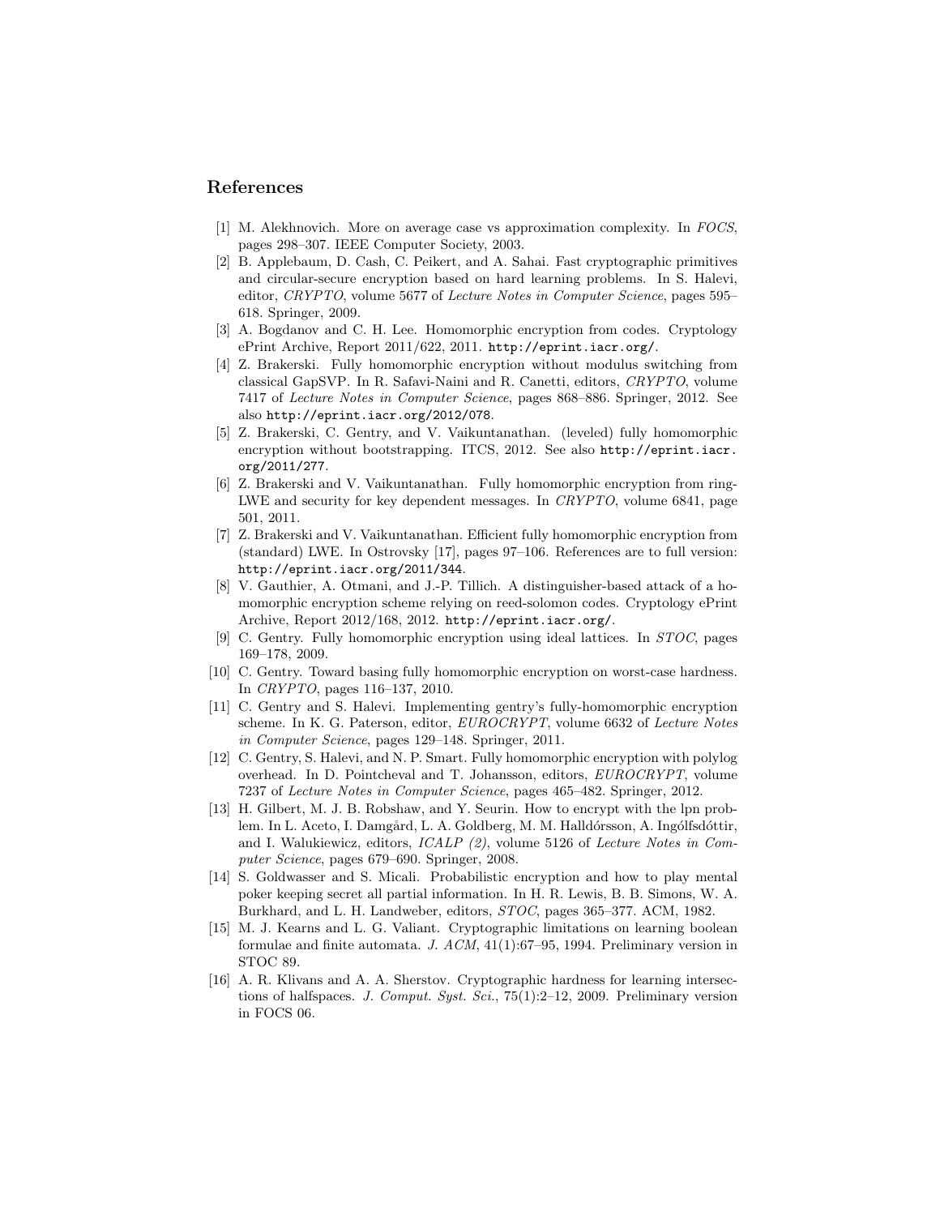## References

[1] M. Alekhnovich. More on average case vs approximation complexity. In *FOCS*, pages 298–307. IEEE Computer Society, 2003.

[2] B. Applebaum, D. Cash, C. Peikert, and A. Sahai. Fast cryptographic primitives and circular-secure encryption based on hard learning problems. In S. Halevi, editor, *CRYPTO*, volume 5677 of *Lecture Notes in Computer Science*, pages 595–618. Springer, 2009.

[3] A. Bogdanov and C. H. Lee. Homomorphic encryption from codes. Cryptology ePrint Archive, Report 2011/622, 2011. `http://eprint.iacr.org/`.

[4] Z. Brakerski. Fully homomorphic encryption without modulus switching from classical GapSVP. In R. Safavi-Naini and R. Canetti, editors, *CRYPTO*, volume 7417 of *Lecture Notes in Computer Science*, pages 868–886. Springer, 2012. See also `http://eprint.iacr.org/2012/078`.

[5] Z. Brakerski, C. Gentry, and V. Vaikuntanathan. (leveled) fully homomorphic encryption without bootstrapping. ITCS, 2012. See also `http://eprint.iacr.org/2011/277`.

[6] Z. Brakerski and V. Vaikuntanathan. Fully homomorphic encryption from ring-LWE and security for key dependent messages. In *CRYPTO*, volume 6841, page 501, 2011.

[7] Z. Brakerski and V. Vaikuntanathan. Efficient fully homomorphic encryption from (standard) LWE. In Ostrovsky [17], pages 97–106. References are to full version: `http://eprint.iacr.org/2011/344`.

[8] V. Gauthier, A. Otmani, and J.-P. Tillich. A distinguisher-based attack of a homomorphic encryption scheme relying on reed-solomon codes. Cryptology ePrint Archive, Report 2012/168, 2012. `http://eprint.iacr.org/`.

[9] C. Gentry. Fully homomorphic encryption using ideal lattices. In *STOC*, pages 169–178, 2009.

[10] C. Gentry. Toward basing fully homomorphic encryption on worst-case hardness. In *CRYPTO*, pages 116–137, 2010.

[11] C. Gentry and S. Halevi. Implementing gentry's fully-homomorphic encryption scheme. In K. G. Paterson, editor, *EUROCRYPT*, volume 6632 of *Lecture Notes in Computer Science*, pages 129–148. Springer, 2011.

[12] C. Gentry, S. Halevi, and N. P. Smart. Fully homomorphic encryption with polylog overhead. In D. Pointcheval and T. Johansson, editors, *EUROCRYPT*, volume 7237 of *Lecture Notes in Computer Science*, pages 465–482. Springer, 2012.

[13] H. Gilbert, M. J. B. Robshaw, and Y. Seurin. How to encrypt with the lpn problem. In L. Aceto, I. Damgård, L. A. Goldberg, M. M. Halldórsson, A. Ingólfsdóttir, and I. Walukiewicz, editors, *ICALP (2)*, volume 5126 of *Lecture Notes in Computer Science*, pages 679–690. Springer, 2008.

[14] S. Goldwasser and S. Micali. Probabilistic encryption and how to play mental poker keeping secret all partial information. In H. R. Lewis, B. B. Simons, W. A. Burkhard, and L. H. Landweber, editors, *STOC*, pages 365–377. ACM, 1982.

[15] M. J. Kearns and L. G. Valiant. Cryptographic limitations on learning boolean formulae and finite automata. *J. ACM*, 41(1):67–95, 1994. Preliminary version in STOC 89.

[16] A. R. Klivans and A. A. Sherstov. Cryptographic hardness for learning intersections of halfspaces. *J. Comput. Syst. Sci.*, 75(1):2–12, 2009. Preliminary version in FOCS 06.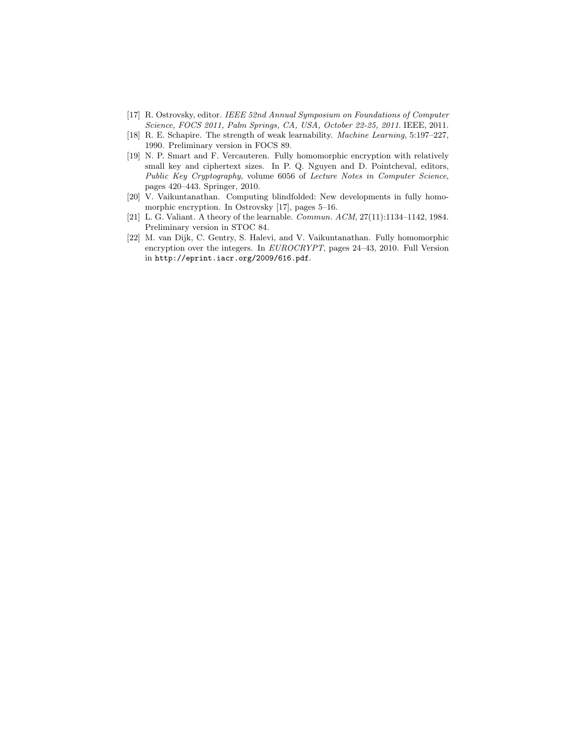[17] R. Ostrovsky, editor. *IEEE 52nd Annual Symposium on Foundations of Computer Science, FOCS 2011, Palm Springs, CA, USA, October 22-25, 2011*. IEEE, 2011.

[18] R. E. Schapire. The strength of weak learnability. *Machine Learning*, 5:197–227, 1990. Preliminary version in FOCS 89.

[19] N. P. Smart and F. Vercauteren. Fully homomorphic encryption with relatively small key and ciphertext sizes. In P. Q. Nguyen and D. Pointcheval, editors, *Public Key Cryptography*, volume 6056 of *Lecture Notes in Computer Science*, pages 420–443. Springer, 2010.

[20] V. Vaikuntanathan. Computing blindfolded: New developments in fully homomorphic encryption. In Ostrovsky [17], pages 5–16.

[21] L. G. Valiant. A theory of the learnable. *Commun. ACM*, 27(11):1134–1142, 1984. Preliminary version in STOC 84.

[22] M. van Dijk, C. Gentry, S. Halevi, and V. Vaikuntanathan. Fully homomorphic encryption over the integers. In *EUROCRYPT*, pages 24–43, 2010. Full Version in `http://eprint.iacr.org/2009/616.pdf`.